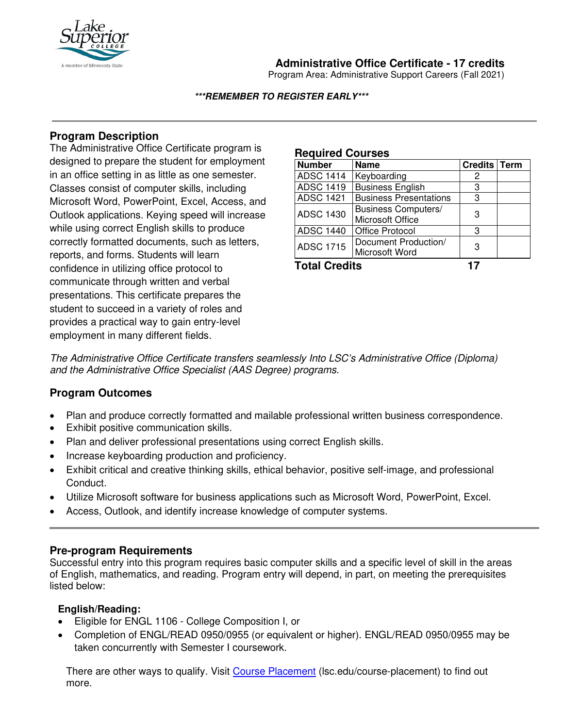# Administrative Office Certificate - 17 credits

Program Area: Administrative Support Careers (Fall 2021)

***REMEMBER TO REGISTER EARLY***

## Program Description

The Administrative Office Certificate program is designed to prepare the student for employment in an office setting in as little as one semester. Classes consist of computer skills, including Microsoft Word, PowerPoint, Excel, Access, and Outlook applications. Keying speed will increase while using correct English skills to produce correctly formatted documents, such as letters, reports, and forms. Students will learn confidence in utilizing office protocol to communicate through written and verbal presentations. This certificate prepares the student to succeed in a variety of roles and provides a practical way to gain entry-level employment in many different fields.

## Required Courses

| Number | Name | Credits | Term |
|---|---|---|---|
| ADSC 1414 | Keyboarding | 2 | |
| ADSC 1419 | Business English | 3 | |
| ADSC 1421 | Business Presentations | 3 | |
| ADSC 1430 | Business Computers/ Microsoft Office | 3 | |
| ADSC 1440 | Office Protocol | 3 | |
| ADSC 1715 | Document Production/ Microsoft Word | 3 | |
| **Total Credits** | | **17** | |

*The Administrative Office Certificate transfers seamlessly Into LSC's Administrative Office (Diploma) and the Administrative Office Specialist (AAS Degree) programs.*

## Program Outcomes

- Plan and produce correctly formatted and mailable professional written business correspondence.
- Exhibit positive communication skills.
- Plan and deliver professional presentations using correct English skills.
- Increase keyboarding production and proficiency.
- Exhibit critical and creative thinking skills, ethical behavior, positive self-image, and professional Conduct.
- Utilize Microsoft software for business applications such as Microsoft Word, PowerPoint, Excel.
- Access, Outlook, and identify increase knowledge of computer systems.

## Pre-program Requirements

Successful entry into this program requires basic computer skills and a specific level of skill in the areas of English, mathematics, and reading. Program entry will depend, in part, on meeting the prerequisites listed below:

### English/Reading:

- Eligible for ENGL 1106 - College Composition I, or
- Completion of ENGL/READ 0950/0955 (or equivalent or higher). ENGL/READ 0950/0955 may be taken concurrently with Semester I coursework.

There are other ways to qualify. Visit [Course Placement](lsc.edu/course-placement) (lsc.edu/course-placement) to find out more.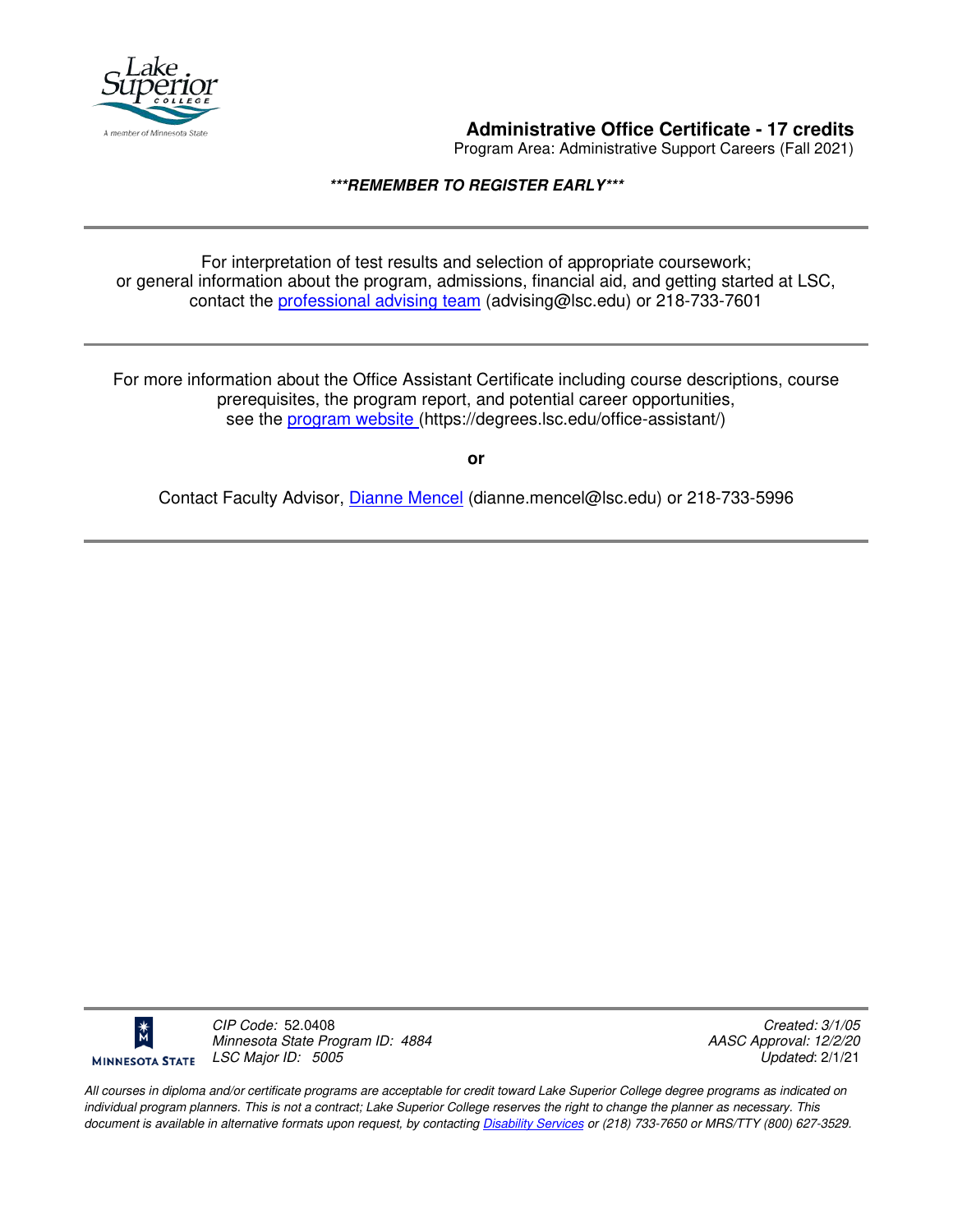**Administrative Office Certificate - 17 credits**

Program Area: Administrative Support Careers (Fall 2021)

***REMEMBER TO REGISTER EARLY***

---

For interpretation of test results and selection of appropriate coursework; or general information about the program, admissions, financial aid, and getting started at LSC, contact the professional advising team (advising@lsc.edu) or 218-733-7601

---

For more information about the Office Assistant Certificate including course descriptions, course prerequisites, the program report, and potential career opportunities, see the program website (https://degrees.lsc.edu/office-assistant/)

**or**

Contact Faculty Advisor, Dianne Mencel (dianne.mencel@lsc.edu) or 218-733-5996

---

*CIP Code:* 52.0408
*Minnesota State Program ID: 4884*
*LSC Major ID: 5005*

*Created: 3/1/05*
*AASC Approval: 12/2/20*
*Updated*: 2/1/21

*All courses in diploma and/or certificate programs are acceptable for credit toward Lake Superior College degree programs as indicated on individual program planners. This is not a contract; Lake Superior College reserves the right to change the planner as necessary. This document is available in alternative formats upon request, by contacting Disability Services or (218) 733-7650 or MRS/TTY (800) 627-3529.*